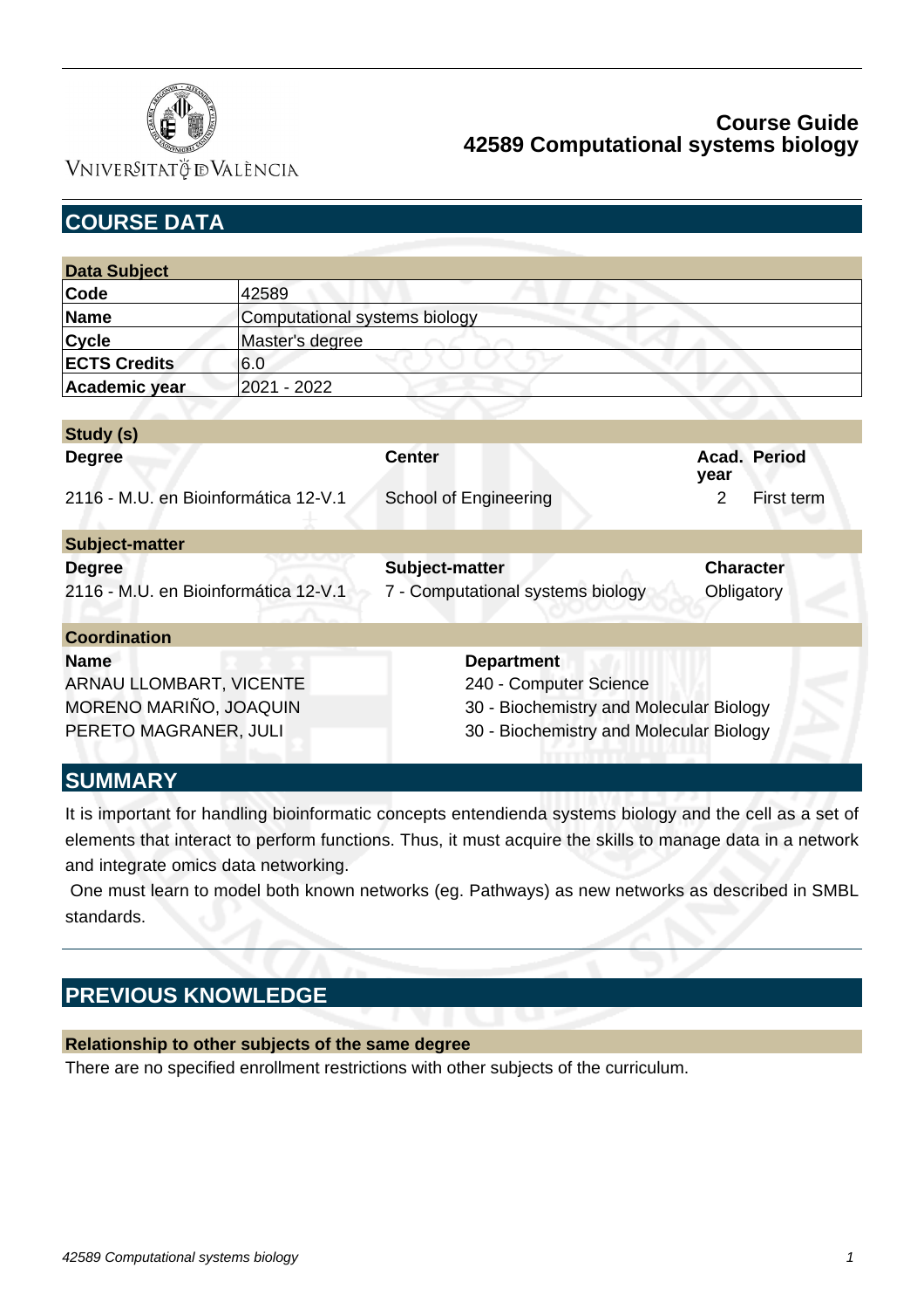# Course Guide
# 42589 Computational systems biology

## COURSE DATA

| Data Subject | |
|---|---|
| **Code** | 42589 |
| **Name** | Computational systems biology |
| **Cycle** | Master's degree |
| **ECTS Credits** | 6.0 |
| **Academic year** | 2021 - 2022 |

| Study (s) | | | |
|---|---|---|---|
| **Degree** | **Center** | **Acad. year** | **Period** |
| 2116 - M.U. en Bioinformática 12-V.1 | School of Engineering | 2 | First term |

| Subject-matter | | |
|---|---|---|
| **Degree** | **Subject-matter** | **Character** |
| 2116 - M.U. en Bioinformática 12-V.1 | 7 - Computational systems biology | Obligatory |

| Coordination | |
|---|---|
| **Name** | **Department** |
| ARNAU LLOMBART, VICENTE | 240 - Computer Science |
| MORENO MARIÑO, JOAQUIN | 30 - Biochemistry and Molecular Biology |
| PERETO MAGRANER, JULI | 30 - Biochemistry and Molecular Biology |

## SUMMARY

It is important for handling bioinformatic concepts entendienda systems biology and the cell as a set of elements that interact to perform functions. Thus, it must acquire the skills to manage data in a network and integrate omics data networking.

One must learn to model both known networks (eg. Pathways) as new networks as described in SMBL standards.

## PREVIOUS KNOWLEDGE

### Relationship to other subjects of the same degree

There are no specified enrollment restrictions with other subjects of the curriculum.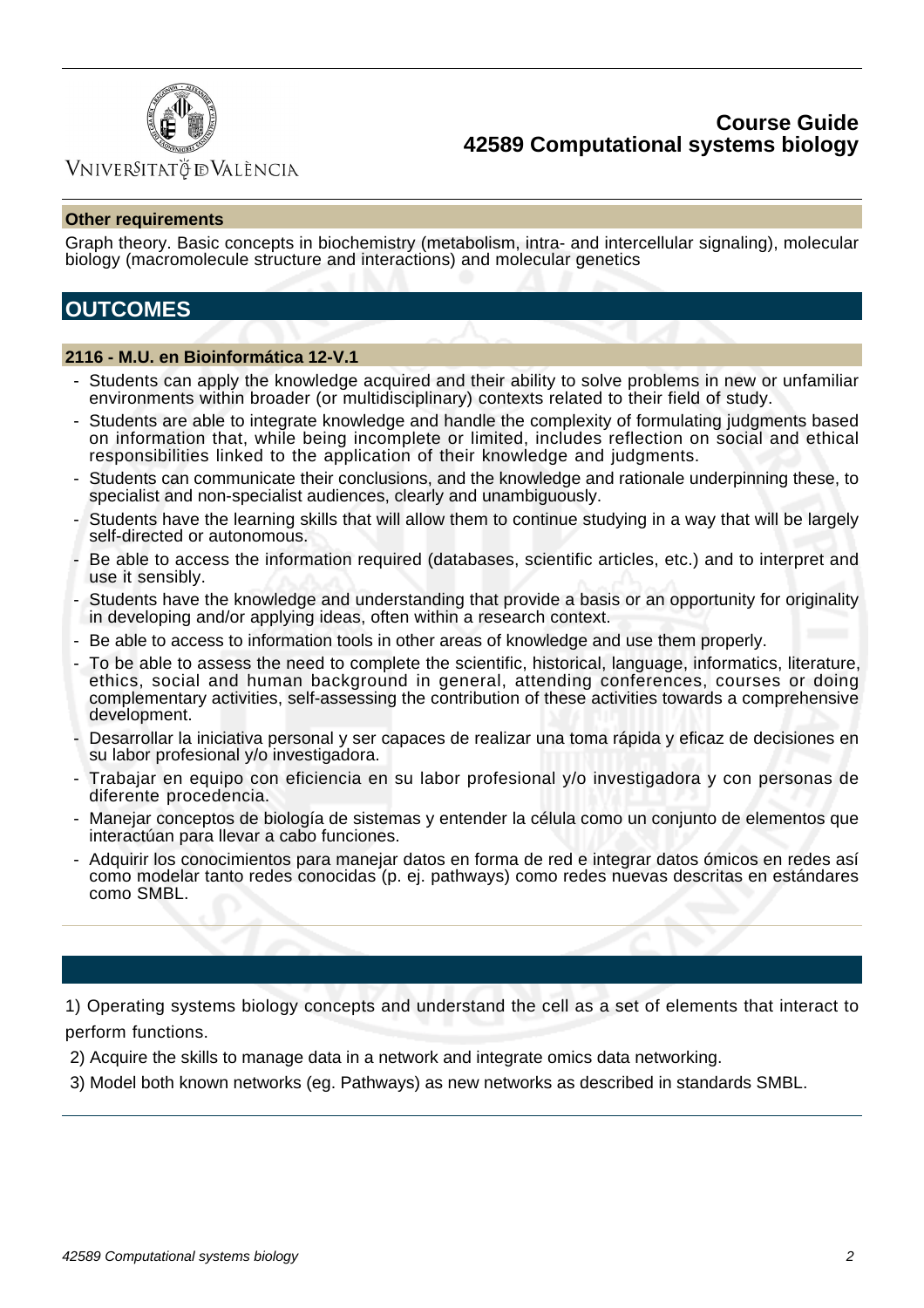### Other requirements

Graph theory. Basic concepts in biochemistry (metabolism, intra- and intercellular signaling), molecular biology (macromolecule structure and interactions) and molecular genetics

## OUTCOMES

### 2116 - M.U. en Bioinformática 12-V.1

- Students can apply the knowledge acquired and their ability to solve problems in new or unfamiliar environments within broader (or multidisciplinary) contexts related to their field of study.
- Students are able to integrate knowledge and handle the complexity of formulating judgments based on information that, while being incomplete or limited, includes reflection on social and ethical responsibilities linked to the application of their knowledge and judgments.
- Students can communicate their conclusions, and the knowledge and rationale underpinning these, to specialist and non-specialist audiences, clearly and unambiguously.
- Students have the learning skills that will allow them to continue studying in a way that will be largely self-directed or autonomous.
- Be able to access the information required (databases, scientific articles, etc.) and to interpret and use it sensibly.
- Students have the knowledge and understanding that provide a basis or an opportunity for originality in developing and/or applying ideas, often within a research context.
- Be able to access to information tools in other areas of knowledge and use them properly.
- To be able to assess the need to complete the scientific, historical, language, informatics, literature, ethics, social and human background in general, attending conferences, courses or doing complementary activities, self-assessing the contribution of these activities towards a comprehensive development.
- Desarrollar la iniciativa personal y ser capaces de realizar una toma rápida y eficaz de decisiones en su labor profesional y/o investigadora.
- Trabajar en equipo con eficiencia en su labor profesional y/o investigadora y con personas de diferente procedencia.
- Manejar conceptos de biología de sistemas y entender la célula como un conjunto de elementos que interactúan para llevar a cabo funciones.
- Adquirir los conocimientos para manejar datos en forma de red e integrar datos ómicos en redes así como modelar tanto redes conocidas (p. ej. pathways) como redes nuevas descritas en estándares como SMBL.

1) Operating systems biology concepts and understand the cell as a set of elements that interact to perform functions.

2) Acquire the skills to manage data in a network and integrate omics data networking.

3) Model both known networks (eg. Pathways) as new networks as described in standards SMBL.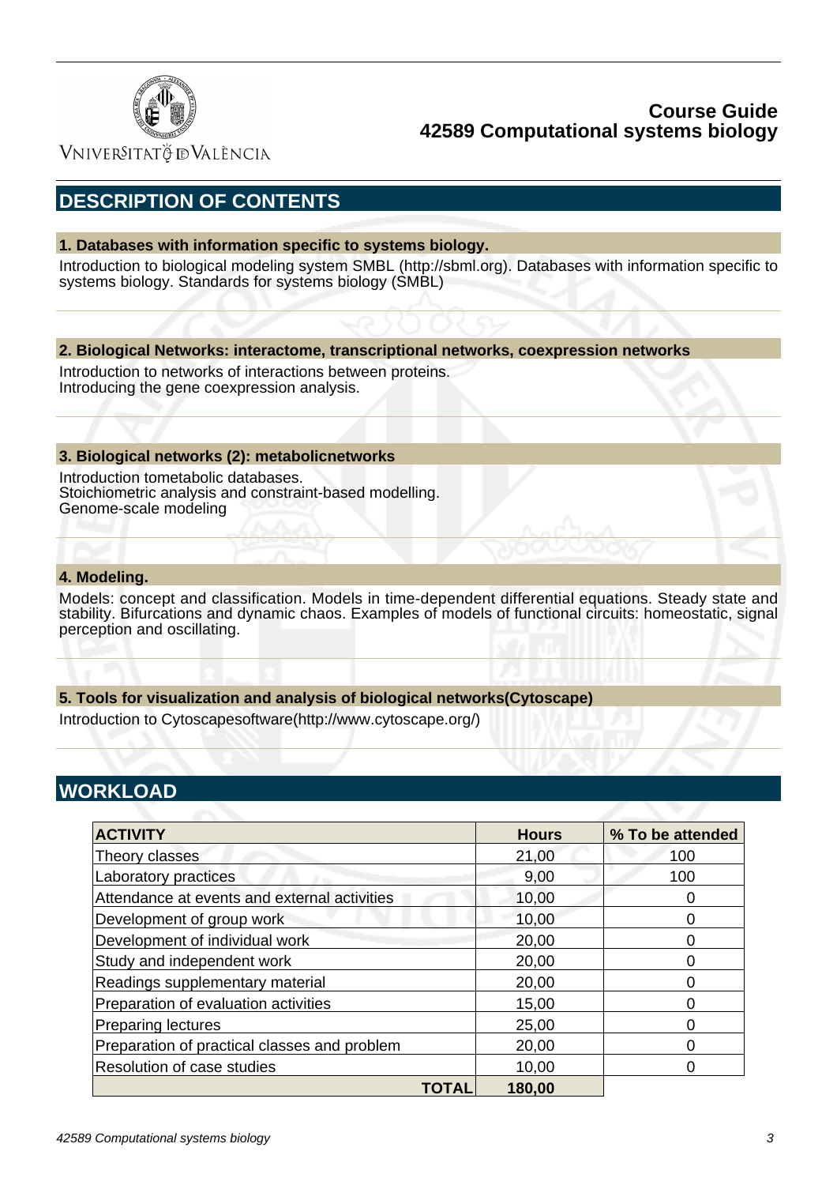## DESCRIPTION OF CONTENTS

### 1. Databases with information specific to systems biology.

Introduction to biological modeling system SMBL (http://sbml.org). Databases with information specific to systems biology. Standards for systems biology (SMBL)

### 2. Biological Networks: interactome, transcriptional networks, coexpression networks

Introduction to networks of interactions between proteins.
Introducing the gene coexpression analysis.

### 3. Biological networks (2): metabolicnetworks

Introduction tometabolic databases.
Stoichiometric analysis and constraint-based modelling.
Genome-scale modeling

### 4. Modeling.

Models: concept and classification. Models in time-dependent differential equations. Steady state and stability. Bifurcations and dynamic chaos. Examples of models of functional circuits: homeostatic, signal perception and oscillating.

### 5. Tools for visualization and analysis of biological networks(Cytoscape)

Introduction to Cytoscapesoftware(http://www.cytoscape.org/)

## WORKLOAD

| ACTIVITY | Hours | % To be attended |
|---|---|---|
| Theory classes | 21,00 | 100 |
| Laboratory practices | 9,00 | 100 |
| Attendance at events and external activities | 10,00 | 0 |
| Development of group work | 10,00 | 0 |
| Development of individual work | 20,00 | 0 |
| Study and independent work | 20,00 | 0 |
| Readings supplementary material | 20,00 | 0 |
| Preparation of evaluation activities | 15,00 | 0 |
| Preparing lectures | 25,00 | 0 |
| Preparation of practical classes and problem | 20,00 | 0 |
| Resolution of case studies | 10,00 | 0 |
| **TOTAL** | **180,00** | |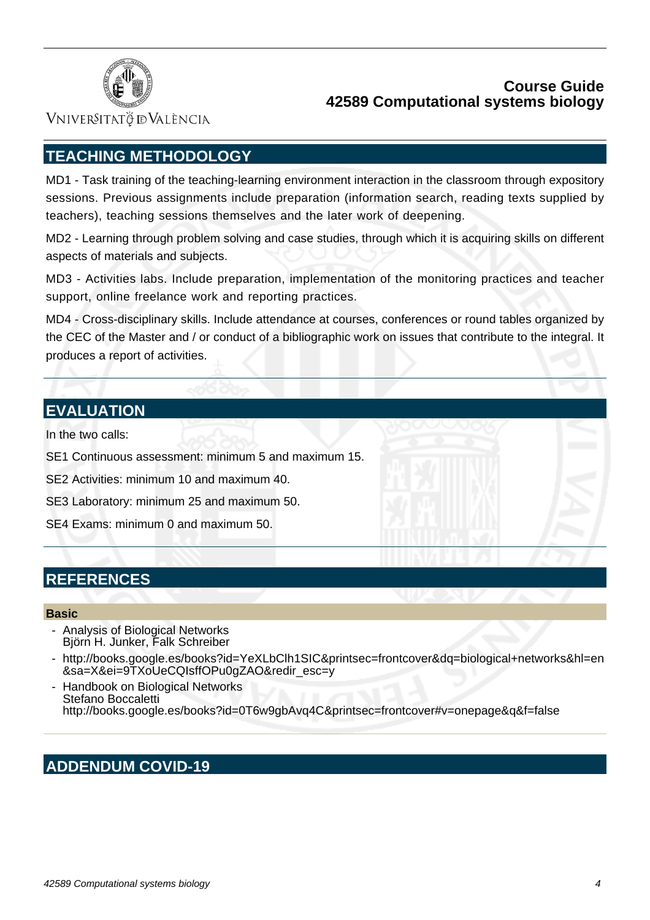## TEACHING METHODOLOGY

MD1 - Task training of the teaching-learning environment interaction in the classroom through expository sessions. Previous assignments include preparation (information search, reading texts supplied by teachers), teaching sessions themselves and the later work of deepening.

MD2 - Learning through problem solving and case studies, through which it is acquiring skills on different aspects of materials and subjects.

MD3 - Activities labs. Include preparation, implementation of the monitoring practices and teacher support, online freelance work and reporting practices.

MD4 - Cross-disciplinary skills. Include attendance at courses, conferences or round tables organized by the CEC of the Master and / or conduct of a bibliographic work on issues that contribute to the integral. It produces a report of activities.

## EVALUATION

In the two calls:

SE1 Continuous assessment: minimum 5 and maximum 15.

SE2 Activities: minimum 10 and maximum 40.

SE3 Laboratory: minimum 25 and maximum 50.

SE4 Exams: minimum 0 and maximum 50.

## REFERENCES

### Basic

- Analysis of Biological Networks
  Björn H. Junker, Falk Schreiber
- http://books.google.es/books?id=YeXLbClh1SIC&printsec=frontcover&dq=biological+networks&hl=en&sa=X&ei=9TXoUeCQIsffOPu0gZAO&redir_esc=y
- Handbook on Biological Networks
  Stefano Boccaletti
  http://books.google.es/books?id=0T6w9gbAvq4C&printsec=frontcover#v=onepage&q&f=false

## ADDENDUM COVID-19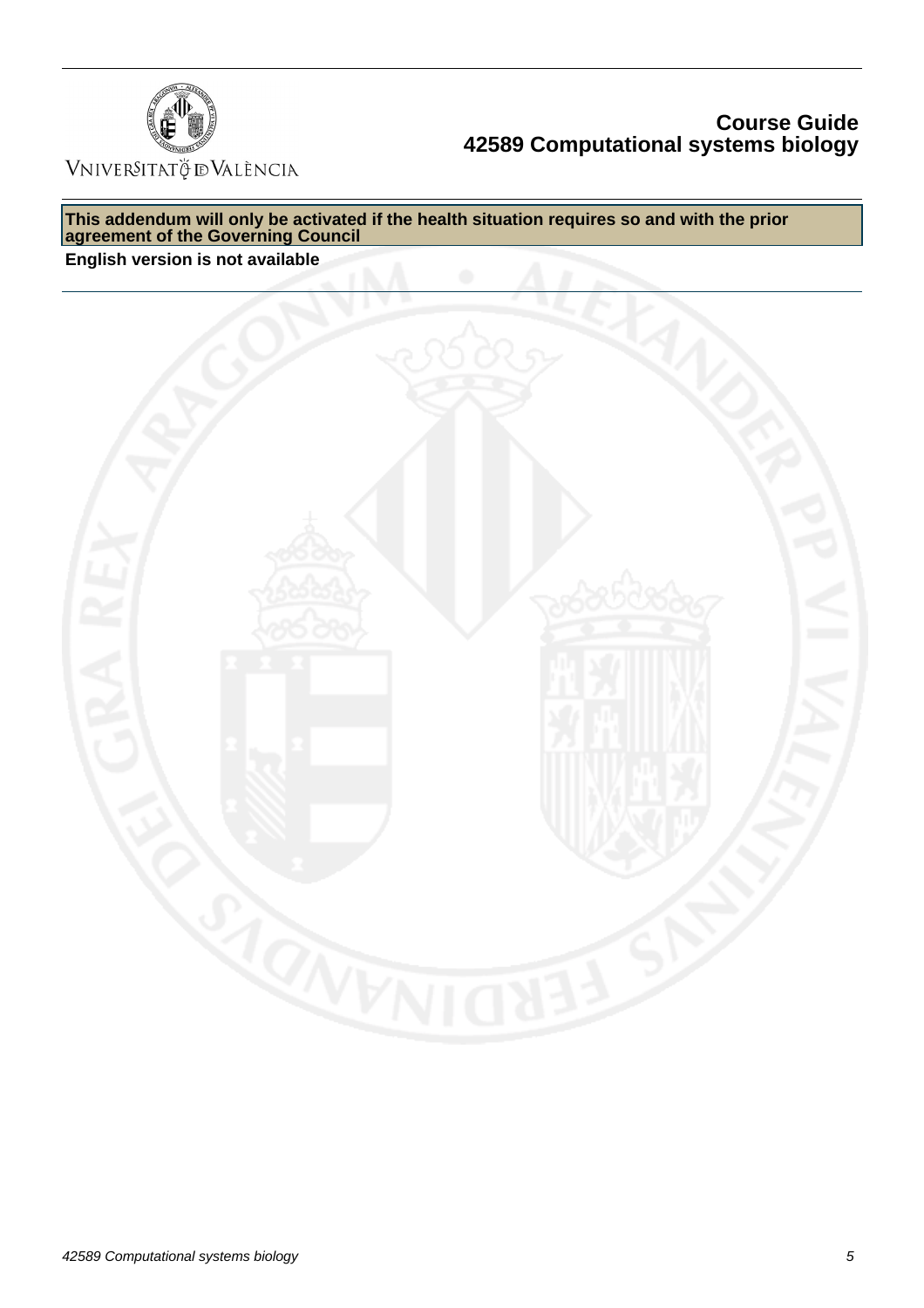**This addendum will only be activated if the health situation requires so and with the prior agreement of the Governing Council**

**English version is not available**